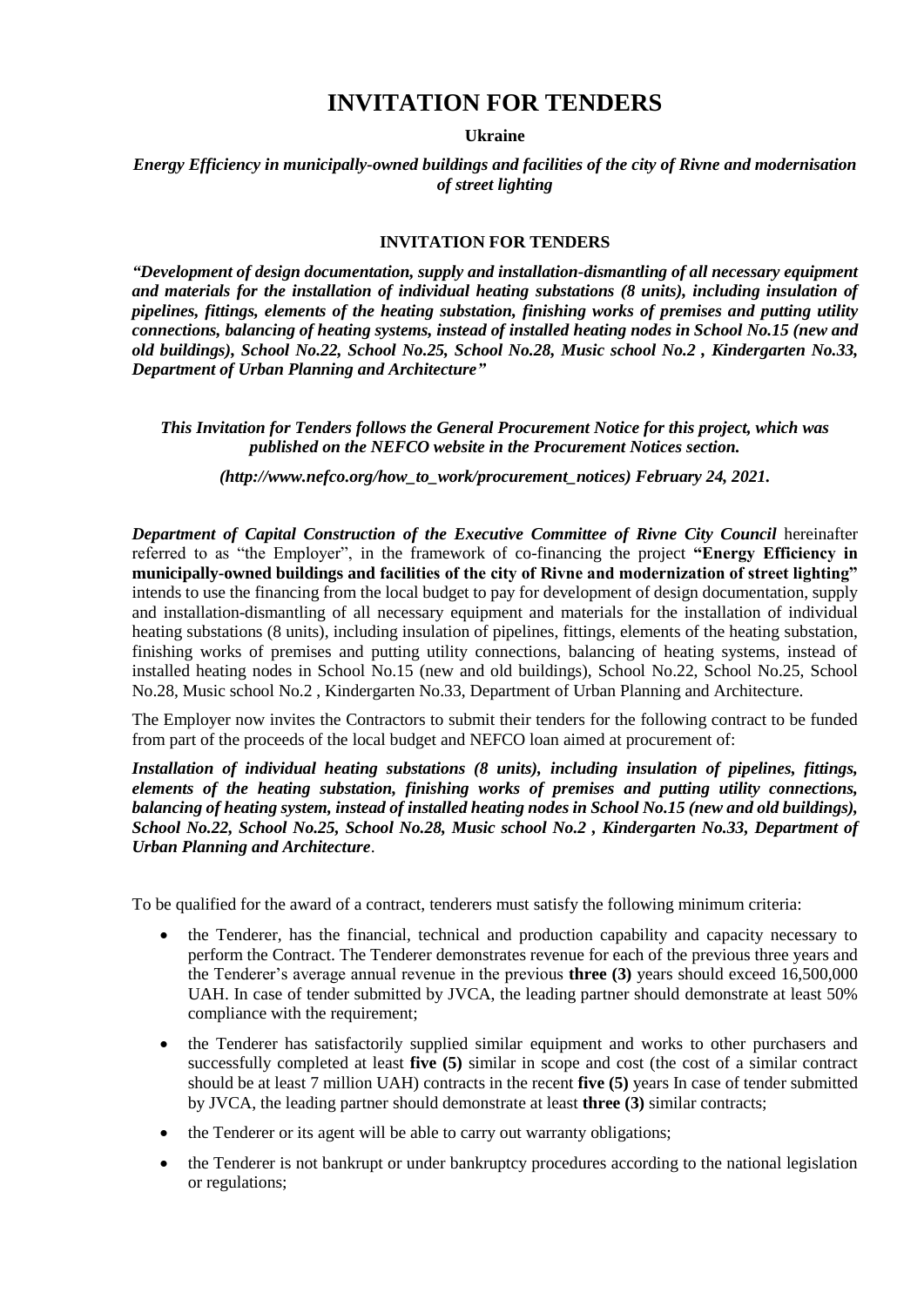# INVITATION FOR TENDERS

**Ukraine**

***Energy Efficiency in municipally-owned buildings and facilities of the city of Rivne and modernisation of street lighting***

**INVITATION FOR TENDERS**

***"Development of design documentation, supply and installation-dismantling of all necessary equipment and materials for the installation of individual heating substations (8 units), including insulation of pipelines, fittings, elements of the heating substation, finishing works of premises and putting utility connections, balancing of heating systems, instead of installed heating nodes in School No.15 (new and old buildings), School No.22, School No.25, School No.28, Music school No.2 , Kindergarten No.33, Department of Urban Planning and Architecture"***

***This Invitation for Tenders follows the General Procurement Notice for this project, which was published on the NEFCO website in the Procurement Notices section.***

***(http://www.nefco.org/how_to_work/procurement_notices) February 24, 2021.***

***Department of Capital Construction of the Executive Committee of Rivne City Council*** hereinafter referred to as "the Employer", in the framework of co-financing the project **"Energy Efficiency in municipally-owned buildings and facilities of the city of Rivne and modernization of street lighting"** intends to use the financing from the local budget to pay for development of design documentation, supply and installation-dismantling of all necessary equipment and materials for the installation of individual heating substations (8 units), including insulation of pipelines, fittings, elements of the heating substation, finishing works of premises and putting utility connections, balancing of heating systems, instead of installed heating nodes in School No.15 (new and old buildings), School No.22, School No.25, School No.28, Music school No.2 , Kindergarten No.33, Department of Urban Planning and Architecture.

The Employer now invites the Contractors to submit their tenders for the following contract to be funded from part of the proceeds of the local budget and NEFCO loan aimed at procurement of:

***Installation of individual heating substations (8 units), including insulation of pipelines, fittings, elements of the heating substation, finishing works of premises and putting utility connections, balancing of heating system, instead of installed heating nodes in School No.15 (new and old buildings), School No.22, School No.25, School No.28, Music school No.2 , Kindergarten No.33, Department of Urban Planning and Architecture*.**

To be qualified for the award of a contract, tenderers must satisfy the following minimum criteria:

- the Tenderer, has the financial, technical and production capability and capacity necessary to perform the Contract. The Tenderer demonstrates revenue for each of the previous three years and the Tenderer's average annual revenue in the previous **three (3)** years should exceed 16,500,000 UAH. In case of tender submitted by JVCA, the leading partner should demonstrate at least 50% compliance with the requirement;
- the Tenderer has satisfactorily supplied similar equipment and works to other purchasers and successfully completed at least **five (5)** similar in scope and cost (the cost of a similar contract should be at least 7 million UAH) contracts in the recent **five (5)** years In case of tender submitted by JVCA, the leading partner should demonstrate at least **three (3)** similar contracts;
- the Tenderer or its agent will be able to carry out warranty obligations;
- the Tenderer is not bankrupt or under bankruptcy procedures according to the national legislation or regulations;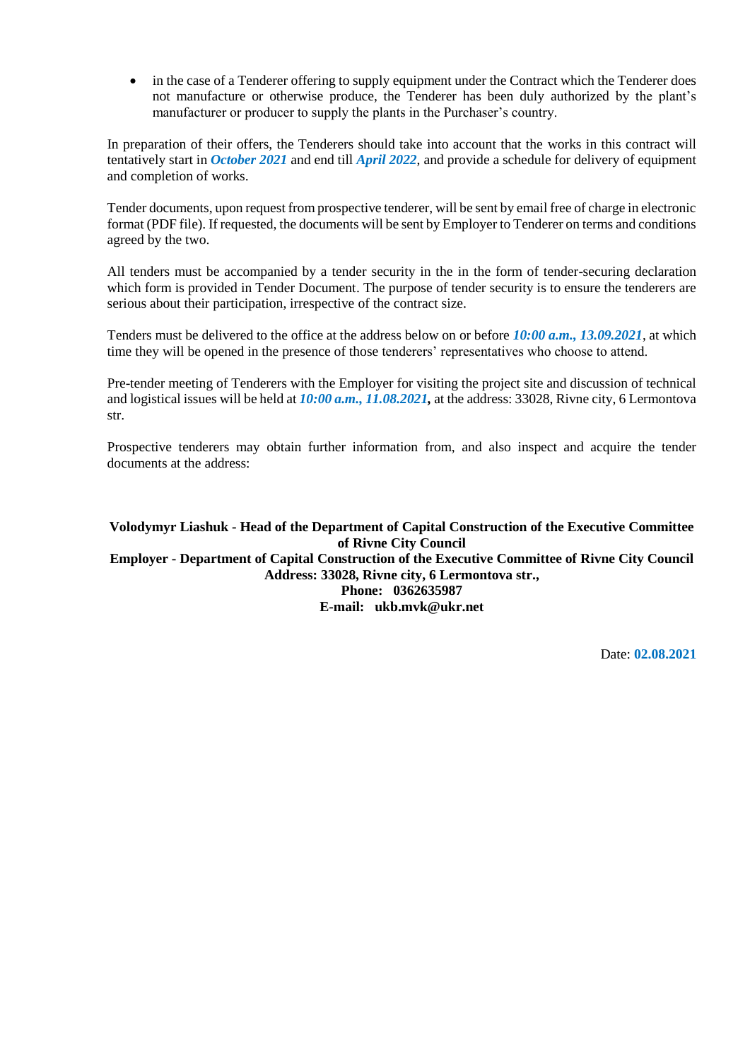- in the case of a Tenderer offering to supply equipment under the Contract which the Tenderer does not manufacture or otherwise produce, the Tenderer has been duly authorized by the plant's manufacturer or producer to supply the plants in the Purchaser's country.

In preparation of their offers, the Tenderers should take into account that the works in this contract will tentatively start in ***October 2021*** and end till ***April 2022***, and provide a schedule for delivery of equipment and completion of works.

Tender documents, upon request from prospective tenderer, will be sent by email free of charge in electronic format (PDF file). If requested, the documents will be sent by Employer to Tenderer on terms and conditions agreed by the two.

All tenders must be accompanied by a tender security in the in the form of tender-securing declaration which form is provided in Tender Document. The purpose of tender security is to ensure the tenderers are serious about their participation, irrespective of the contract size.

Tenders must be delivered to the office at the address below on or before ***10:00 a.m., 13.09.2021***, at which time they will be opened in the presence of those tenderers' representatives who choose to attend.

Pre-tender meeting of Tenderers with the Employer for visiting the project site and discussion of technical and logistical issues will be held at ***10:00 a.m., 11.08.2021*****,** at the address: 33028, Rivne city, 6 Lermontova str.

Prospective tenderers may obtain further information from, and also inspect and acquire the tender documents at the address:

**Volodymyr Liashuk - Head of the Department of Capital Construction of the Executive Committee of Rivne City Council**
**Employer - Department of Capital Construction of the Executive Committee of Rivne City Council**
**Address: 33028, Rivne city, 6 Lermontova str.,**
**Phone: 0362635987**
**E-mail: ukb.mvk@ukr.net**

Date: **02.08.2021**